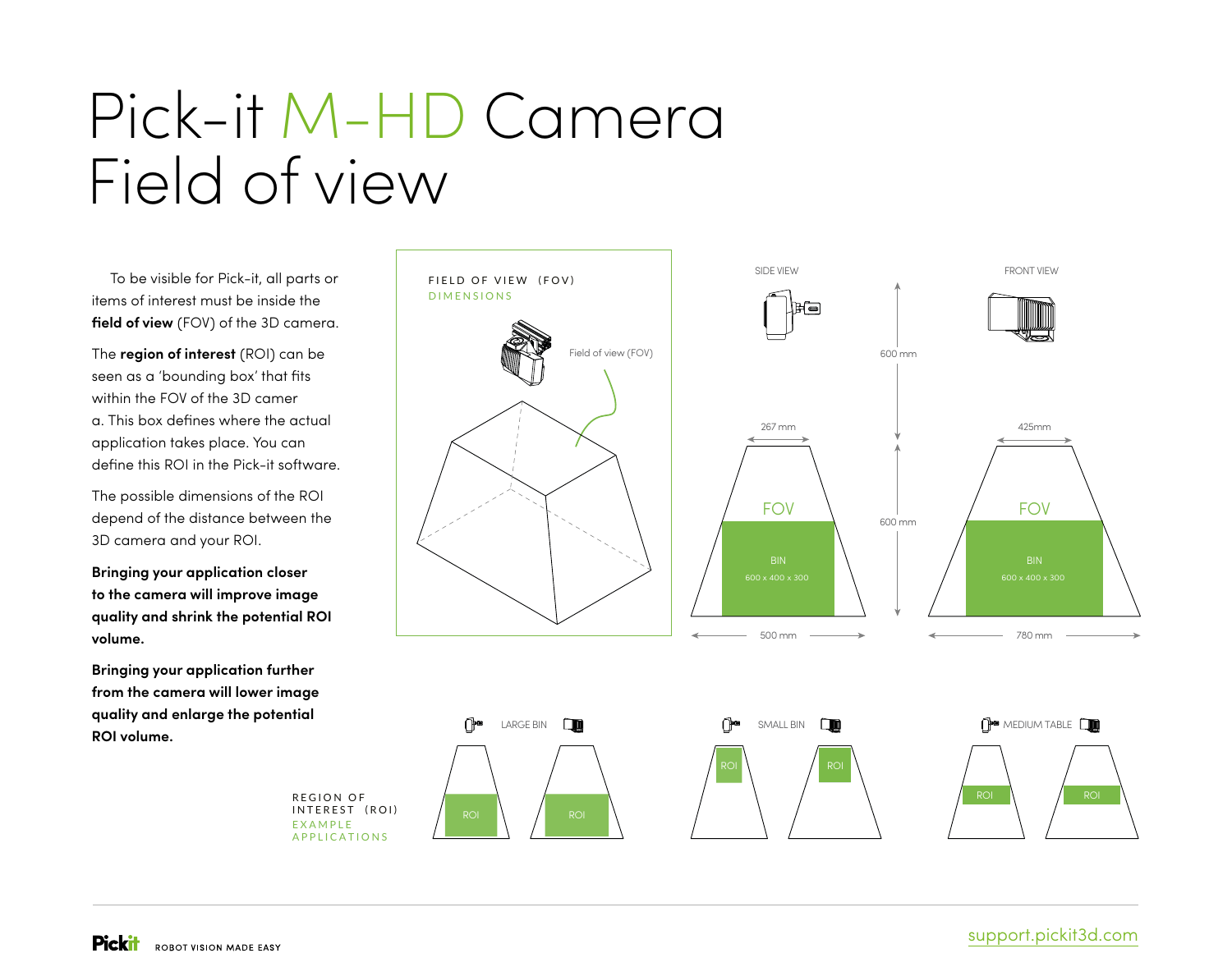# Pick-it M-HD Camera Field of view

To be visible for Pick-it, all parts or items of interest must be inside the **field of view** (FOV) of the 3D camera.

The **region of interest** (ROI) can be seen as a 'bounding box' that fits within the FOV of the 3D camer a. This box defines where the actual application takes place. You can define this ROI in the Pick-it software.

The possible dimensions of the ROI depend of the distance between the 3D camera and your ROI.

**Bringing your application closer to the camera will improve image quality and shrink the potential ROI volume.**

**Bringing your application further from the camera will lower image quality and enlarge the potential ROI volume.**

FIELD OF VIEW (FOV)
DIMENSIONS

Field of view (FOV)

SIDE VIEW

FRONT VIEW

600 mm

267 mm

425mm

600 mm

FOV

BIN
600 x 400 x 300

FOV

BIN
600 x 400 x 300

500 mm

780 mm

REGION OF INTEREST (ROI)
EXAMPLE APPLICATIONS

LARGE BIN

ROI ROI

SMALL BIN

ROI ROI

MEDIUM TABLE

ROI ROI

support.pickit3d.com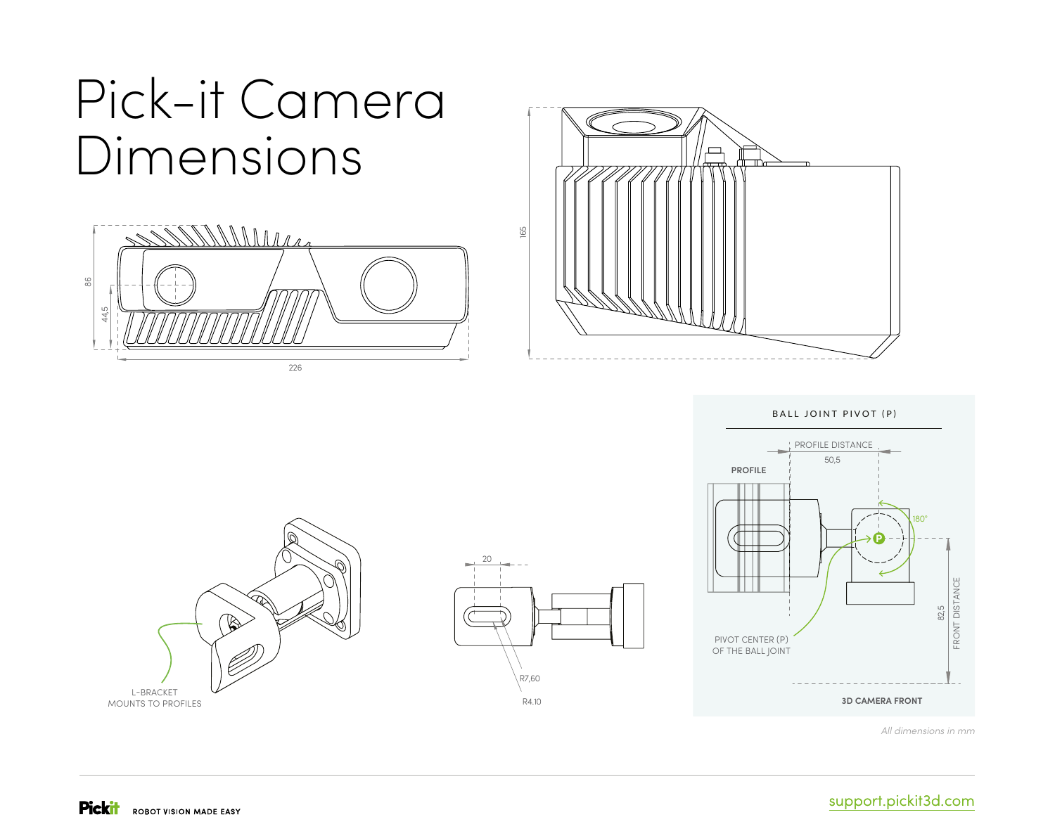# Pick-it Camera Dimensions

86

44,5

226

165

BALL JOINT PIVOT (P)

PROFILE DISTANCE

50,5

PROFILE

180°

P

82,5

FRONT DISTANCE

PIVOT CENTER (P) OF THE BALL JOINT

3D CAMERA FRONT

L-BRACKET MOUNTS TO PROFILES

20

R7,60

R4.10

*All dimensions in mm*

support.pickit3d.com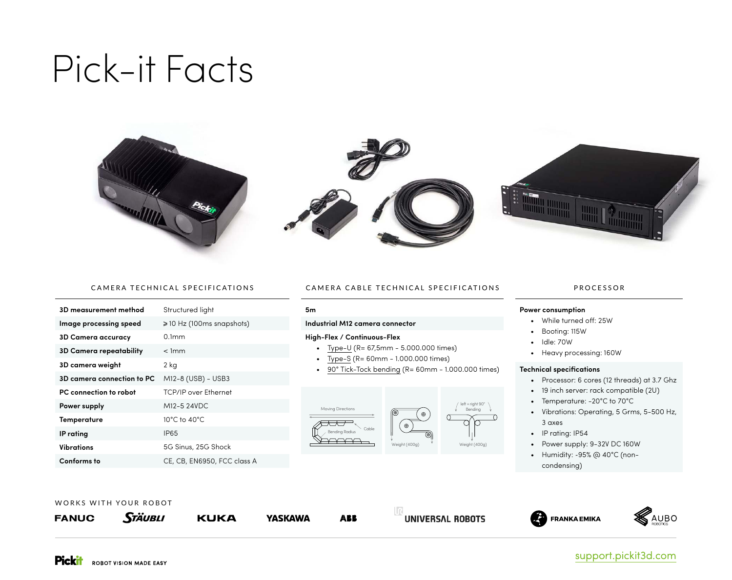# Pick-it Facts

## CAMERA TECHNICAL SPECIFICATIONS

| | |
|---|---|
| **3D measurement method** | Structured light |
| **Image processing speed** | ⩾ 10 Hz (100ms snapshots) |
| **3D Camera accuracy** | 0.1mm |
| **3D Camera repeatability** | < 1mm |
| **3D camera weight** | 2 kg |
| **3D camera connection to PC** | M12-8 (USB) - USB3 |
| **PC connection to robot** | TCP/IP over Ethernet |
| **Power supply** | M12-5 24VDC |
| **Temperature** | 10°C to 40°C |
| **IP rating** | IP65 |
| **Vibrations** | 5G Sinus, 25G Shock |
| **Conforms to** | CE, CB, EN6950, FCC class A |

## CAMERA CABLE TECHNICAL SPECIFICATIONS

**5m**

**Industrial M12 camera connector**

**High-Flex / Continuous-Flex**

- Type-U (R= 67,5mm - 5.000.000 times)
- Type-S (R= 60mm - 1.000.000 times)
- 90° Tick-Tock bending (R= 60mm - 1.000.000 times)

Moving Directions · Cable · Bending Radius · Weight (400g) · left + right 90° Bending · Weight (400g)

## PROCESSOR

**Power consumption**

- While turned off: 25W
- Booting: 115W
- Idle: 70W
- Heavy processing: 160W

**Technical specifications**

- Processor: 6 cores (12 threads) at 3.7 Ghz
- 19 inch server: rack compatible (2U)
- Temperature: -20°C to 70°C
- Vibrations: Operating, 5 Grms, 5-500 Hz, 3 axes
- IP rating: IP54
- Power supply: 9-32V DC 160W
- Humidity: -95% @ 40°C (non-condensing)

## WORKS WITH YOUR ROBOT

FANUC · STÄUBLI · KUKA · YASKAWA · ABB · UNIVERSAL ROBOTS · FRANKA EMIKA · AUBO ROBOTICS

Pickit ROBOT VISION MADE EASY

support.pickit3d.com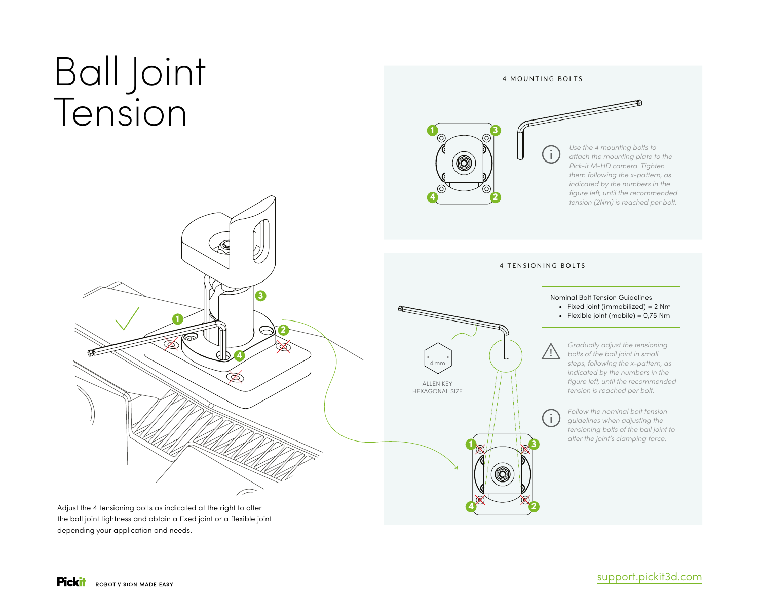# Ball Joint Tension

Adjust the 4 tensioning bolts as indicated at the right to alter the ball joint tightness and obtain a fixed joint or a flexible joint depending your application and needs.

## 4 MOUNTING BOLTS

*Use the 4 mounting bolts to attach the mounting plate to the Pick-it M-HD camera. Tighten them following the x-pattern, as indicated by the numbers in the figure left, until the recommended tension (2Nm) is reached per bolt.*

## 4 TENSIONING BOLTS

4 mm

ALLEN KEY HEXAGONAL SIZE

Nominal Bolt Tension Guidelines

- Fixed joint (immobilized) = 2 Nm
- Flexible joint (mobile) = 0,75 Nm

*Gradually adjust the tensioning bolts of the ball joint in small steps, following the x-pattern, as indicated by the numbers in the figure left, until the recommended tension is reached per bolt.*

*Follow the nominal bolt tension guidelines when adjusting the tensioning bolts of the ball joint to alter the joint's clamping force.*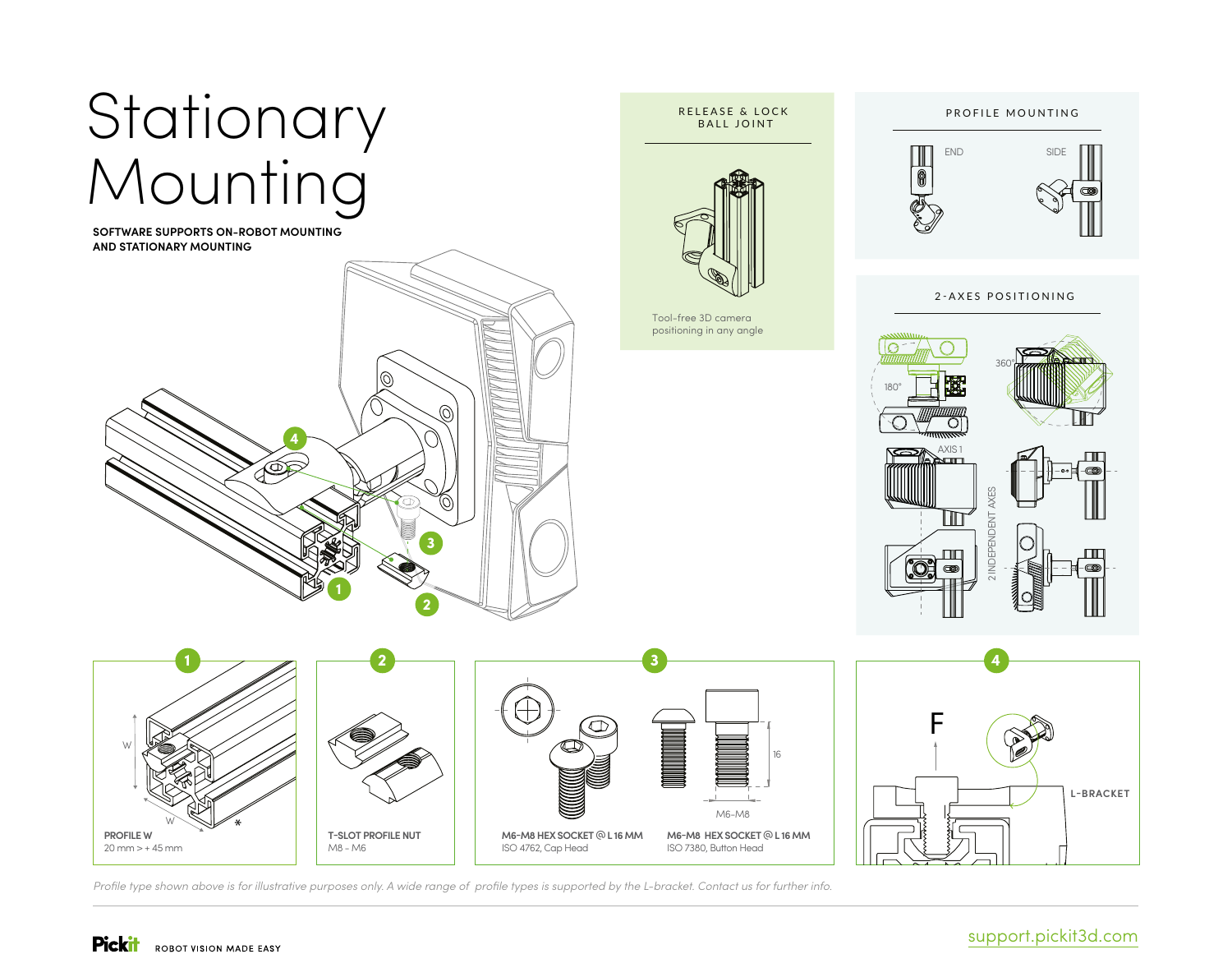# Stationary Mounting

**SOFTWARE SUPPORTS ON-ROBOT MOUNTING AND STATIONARY MOUNTING**

## RELEASE & LOCK BALL JOINT

Tool-free 3D camera positioning in any angle

## PROFILE MOUNTING

END

SIDE

## 2-AXES POSITIONING

180°

360°

AXIS 1

2 INDEPENDENT AXES

## 1

W

W

*

**PROFILE W**
20 mm > + 45 mm

## 2

**T-SLOT PROFILE NUT**
M8 - M6

## 3

16

M6-M8

**M6-M8 HEX SOCKET @ L 16 MM**
ISO 4762, Cap Head

**M6-M8 HEX SOCKET @ L 16 MM**
ISO 7380, Button Head

## 4

F

**L-BRACKET**

*Profile type shown above is for illustrative purposes only. A wide range of profile types is supported by the L-bracket. Contact us for further info.*

**Pickit** ROBOT VISION MADE EASY

support.pickit3d.com